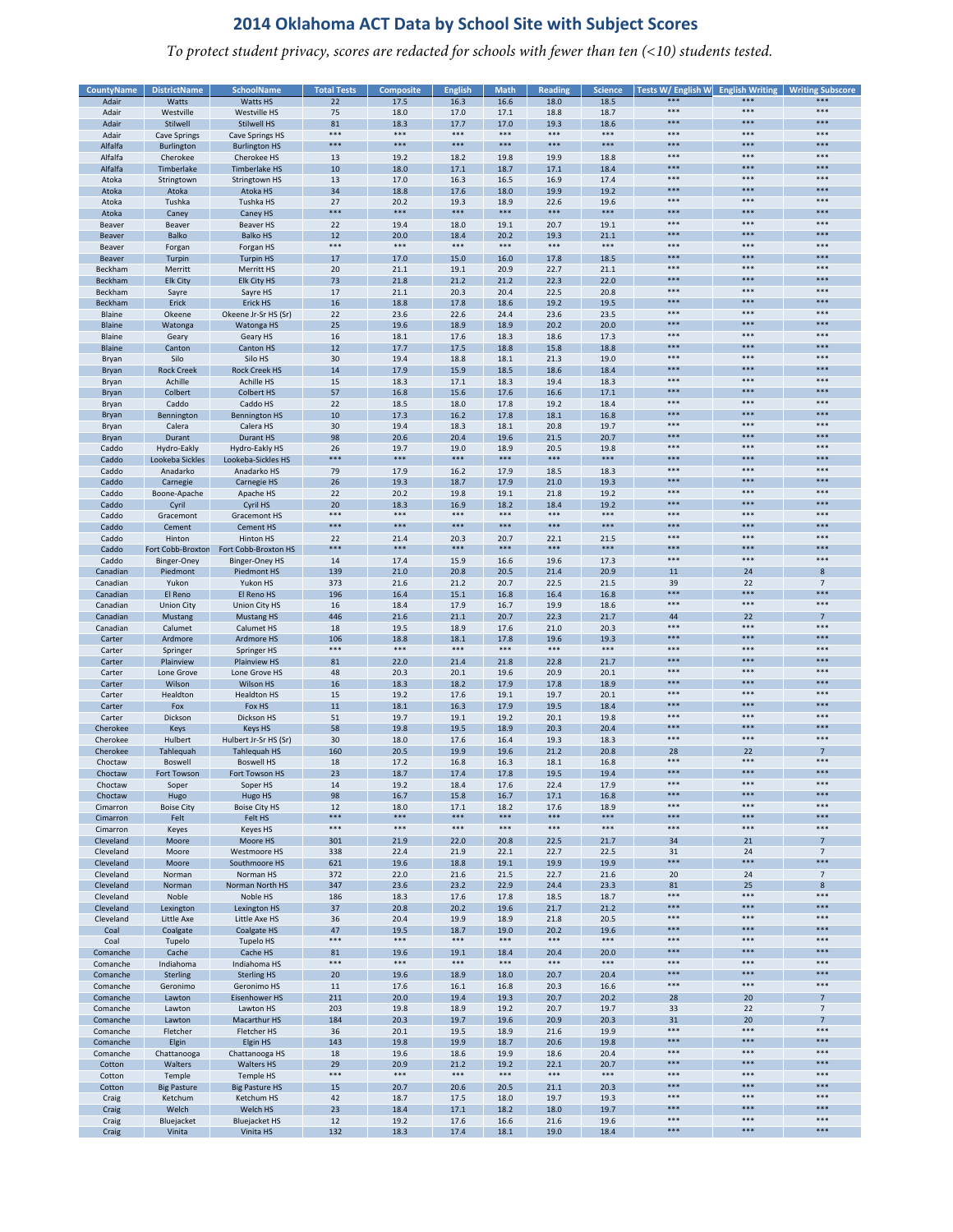# 2014 Oklahoma ACT Data by School Site with Subject Scores

*To protect student privacy, scores are redacted for schools with fewer than ten (<10) students tested.*

| CountyName | DistrictName | SchoolName | Total Tests | Composite | English | Math | Reading | Science | Tests W/ English W | English Writing | Writing Subscore |
|---|---|---|---|---|---|---|---|---|---|---|---|
| Adair | Watts | Watts HS | 22 | 17.5 | 16.3 | 16.6 | 18.0 | 18.5 | *** | *** | *** |
| Adair | Westville | Westville HS | 75 | 18.0 | 17.0 | 17.1 | 18.8 | 18.7 | *** | *** | *** |
| Adair | Stilwell | Stilwell HS | 81 | 18.3 | 17.7 | 17.0 | 19.3 | 18.6 | *** | *** | *** |
| Adair | Cave Springs | Cave Springs HS | *** | *** | *** | *** | *** | *** | *** | *** | *** |
| Alfalfa | Burlington | Burlington HS | *** | *** | *** | *** | *** | *** | *** | *** | *** |
| Alfalfa | Cherokee | Cherokee HS | 13 | 19.2 | 18.2 | 19.8 | 19.9 | 18.8 | *** | *** | *** |
| Alfalfa | Timberlake | Timberlake HS | 10 | 18.0 | 17.1 | 18.7 | 17.1 | 18.4 | *** | *** | *** |
| Atoka | Stringtown | Stringtown HS | 13 | 17.0 | 16.3 | 16.5 | 16.9 | 17.4 | *** | *** | *** |
| Atoka | Atoka | Atoka HS | 34 | 18.8 | 17.6 | 18.0 | 19.9 | 19.2 | *** | *** | *** |
| Atoka | Tushka | Tushka HS | 27 | 20.2 | 19.3 | 18.9 | 22.6 | 19.6 | *** | *** | *** |
| Atoka | Caney | Caney HS | *** | *** | *** | *** | *** | *** | *** | *** | *** |
| Beaver | Beaver | Beaver HS | 22 | 19.4 | 18.0 | 19.1 | 20.7 | 19.1 | *** | *** | *** |
| Beaver | Balko | Balko HS | 12 | 20.0 | 18.4 | 20.2 | 19.3 | 21.1 | *** | *** | *** |
| Beaver | Forgan | Forgan HS | *** | *** | *** | *** | *** | *** | *** | *** | *** |
| Beaver | Turpin | Turpin HS | 17 | 17.0 | 15.0 | 16.0 | 17.8 | 18.5 | *** | *** | *** |
| Beckham | Merritt | Merritt HS | 20 | 21.1 | 19.1 | 20.9 | 22.7 | 21.1 | *** | *** | *** |
| Beckham | Elk City | Elk City HS | 73 | 21.8 | 21.2 | 21.2 | 22.3 | 22.0 | *** | *** | *** |
| Beckham | Sayre | Sayre HS | 17 | 21.1 | 20.3 | 20.4 | 22.5 | 20.8 | *** | *** | *** |
| Beckham | Erick | Erick HS | 16 | 18.8 | 17.8 | 18.6 | 19.2 | 19.5 | *** | *** | *** |
| Blaine | Okeene | Okeene Jr-Sr HS (Sr) | 22 | 23.6 | 22.6 | 24.4 | 23.6 | 23.5 | *** | *** | *** |
| Blaine | Watonga | Watonga HS | 25 | 19.6 | 18.9 | 18.9 | 20.2 | 20.0 | *** | *** | *** |
| Blaine | Geary | Geary HS | 16 | 18.1 | 17.6 | 18.3 | 18.6 | 17.3 | *** | *** | *** |
| Blaine | Canton | Canton HS | 12 | 17.7 | 17.5 | 18.8 | 15.8 | 18.8 | *** | *** | *** |
| Bryan | Silo | Silo HS | 30 | 19.4 | 18.8 | 18.1 | 21.3 | 19.0 | *** | *** | *** |
| Bryan | Rock Creek | Rock Creek HS | 14 | 17.9 | 15.9 | 18.5 | 18.6 | 18.4 | *** | *** | *** |
| Bryan | Achille | Achille HS | 15 | 18.3 | 17.1 | 18.3 | 19.4 | 18.3 | *** | *** | *** |
| Bryan | Colbert | Colbert HS | 57 | 16.8 | 15.6 | 17.6 | 16.6 | 17.1 | *** | *** | *** |
| Bryan | Caddo | Caddo HS | 22 | 18.5 | 18.0 | 17.8 | 19.2 | 18.4 | *** | *** | *** |
| Bryan | Bennington | Bennington HS | 10 | 17.3 | 16.2 | 17.8 | 18.1 | 16.8 | *** | *** | *** |
| Bryan | Calera | Calera HS | 30 | 19.4 | 18.3 | 18.1 | 20.8 | 19.7 | *** | *** | *** |
| Bryan | Durant | Durant HS | 98 | 20.6 | 20.4 | 19.6 | 21.5 | 20.7 | *** | *** | *** |
| Caddo | Hydro-Eakly | Hydro-Eakly HS | 26 | 19.7 | 19.0 | 18.9 | 20.5 | 19.8 | *** | *** | *** |
| Caddo | Lookeba Sickles | Lookeba-Sickles HS | *** | *** | *** | *** | *** | *** | *** | *** | *** |
| Caddo | Anadarko | Anadarko HS | 79 | 17.9 | 16.2 | 17.9 | 18.5 | 18.3 | *** | *** | *** |
| Caddo | Carnegie | Carnegie HS | 26 | 19.3 | 18.7 | 17.9 | 21.0 | 19.3 | *** | *** | *** |
| Caddo | Boone-Apache | Apache HS | 22 | 20.2 | 19.8 | 19.1 | 21.8 | 19.2 | *** | *** | *** |
| Caddo | Cyril | Cyril HS | 20 | 18.3 | 16.9 | 18.2 | 18.4 | 19.2 | *** | *** | *** |
| Caddo | Gracemont | Gracemont HS | *** | *** | *** | *** | *** | *** | *** | *** | *** |
| Caddo | Cement | Cement HS | *** | *** | *** | *** | *** | *** | *** | *** | *** |
| Caddo | Hinton | Hinton HS | 22 | 21.4 | 20.3 | 20.7 | 22.1 | 21.5 | *** | *** | *** |
| Caddo | Fort Cobb-Broxton | Fort Cobb-Broxton HS | *** | *** | *** | *** | *** | *** | *** | *** | *** |
| Caddo | Binger-Oney | Binger-Oney HS | 14 | 17.4 | 15.9 | 16.6 | 19.6 | 17.3 | *** | *** | *** |
| Canadian | Piedmont | Piedmont HS | 139 | 21.0 | 20.8 | 20.5 | 21.4 | 20.9 | 11 | 24 | 8 |
| Canadian | Yukon | Yukon HS | 373 | 21.6 | 21.2 | 20.7 | 22.5 | 21.5 | 39 | 22 | 7 |
| Canadian | El Reno | El Reno HS | 196 | 16.4 | 15.1 | 16.8 | 16.4 | 16.8 | *** | *** | *** |
| Canadian | Union City | Union City HS | 16 | 18.4 | 17.9 | 16.7 | 19.9 | 18.6 | *** | *** | *** |
| Canadian | Mustang | Mustang HS | 446 | 21.6 | 21.1 | 20.7 | 22.3 | 21.7 | 44 | 22 | 7 |
| Canadian | Calumet | Calumet HS | 18 | 19.5 | 18.9 | 17.6 | 21.0 | 20.3 | *** | *** | *** |
| Carter | Ardmore | Ardmore HS | 106 | 18.8 | 18.1 | 17.8 | 19.6 | 19.3 | *** | *** | *** |
| Carter | Springer | Springer HS | *** | *** | *** | *** | *** | *** | *** | *** | *** |
| Carter | Plainview | Plainview HS | 81 | 22.0 | 21.4 | 21.8 | 22.8 | 21.7 | *** | *** | *** |
| Carter | Lone Grove | Lone Grove HS | 48 | 20.3 | 20.1 | 19.6 | 20.9 | 20.1 | *** | *** | *** |
| Carter | Wilson | Wilson HS | 16 | 18.3 | 18.2 | 17.9 | 17.8 | 18.9 | *** | *** | *** |
| Carter | Healdton | Healdton HS | 15 | 19.2 | 17.6 | 19.1 | 19.7 | 20.1 | *** | *** | *** |
| Carter | Fox | Fox HS | 11 | 18.1 | 16.3 | 17.9 | 19.5 | 18.4 | *** | *** | *** |
| Carter | Dickson | Dickson HS | 51 | 19.7 | 19.1 | 19.2 | 20.1 | 19.8 | *** | *** | *** |
| Cherokee | Keys | Keys HS | 58 | 19.8 | 19.5 | 18.9 | 20.3 | 20.4 | *** | *** | *** |
| Cherokee | Hulbert | Hulbert Jr-Sr HS (Sr) | 30 | 18.0 | 17.6 | 16.4 | 19.3 | 18.3 | *** | *** | *** |
| Cherokee | Tahlequah | Tahlequah HS | 160 | 20.5 | 19.9 | 19.6 | 21.2 | 20.8 | 28 | 22 | 7 |
| Choctaw | Boswell | Boswell HS | 18 | 17.2 | 16.8 | 16.3 | 18.1 | 16.8 | *** | *** | *** |
| Choctaw | Fort Towson | Fort Towson HS | 23 | 18.7 | 17.4 | 17.8 | 19.5 | 19.4 | *** | *** | *** |
| Choctaw | Soper | Soper HS | 14 | 19.2 | 18.4 | 17.6 | 22.4 | 17.9 | *** | *** | *** |
| Choctaw | Hugo | Hugo HS | 98 | 16.7 | 15.8 | 16.7 | 17.1 | 16.8 | *** | *** | *** |
| Cimarron | Boise City | Boise City HS | 12 | 18.0 | 17.1 | 18.2 | 17.6 | 18.9 | *** | *** | *** |
| Cimarron | Felt | Felt HS | *** | *** | *** | *** | *** | *** | *** | *** | *** |
| Cimarron | Keyes | Keyes HS | *** | *** | *** | *** | *** | *** | *** | *** | *** |
| Cleveland | Moore | Moore HS | 301 | 21.9 | 22.0 | 20.8 | 22.5 | 21.7 | 34 | 21 | 7 |
| Cleveland | Moore | Westmoore HS | 338 | 22.4 | 21.9 | 22.1 | 22.7 | 22.5 | 31 | 24 | 7 |
| Cleveland | Moore | Southmoore HS | 621 | 19.6 | 18.8 | 19.1 | 19.9 | 19.9 | *** | *** | *** |
| Cleveland | Norman | Norman HS | 372 | 22.0 | 21.6 | 21.5 | 22.7 | 21.6 | 20 | 24 | 7 |
| Cleveland | Norman | Norman North HS | 347 | 23.6 | 23.2 | 22.9 | 24.4 | 23.3 | 81 | 25 | 8 |
| Cleveland | Noble | Noble HS | 186 | 18.3 | 17.6 | 17.8 | 18.5 | 18.7 | *** | *** | *** |
| Cleveland | Lexington | Lexington HS | 37 | 20.8 | 20.2 | 19.6 | 21.7 | 21.2 | *** | *** | *** |
| Cleveland | Little Axe | Little Axe HS | 36 | 20.4 | 19.9 | 18.9 | 21.8 | 20.5 | *** | *** | *** |
| Coal | Coalgate | Coalgate HS | 47 | 19.5 | 18.7 | 19.0 | 20.2 | 19.6 | *** | *** | *** |
| Coal | Tupelo | Tupelo HS | *** | *** | *** | *** | *** | *** | *** | *** | *** |
| Comanche | Cache | Cache HS | 81 | 19.6 | 19.1 | 18.4 | 20.4 | 20.0 | *** | *** | *** |
| Comanche | Indiahoma | Indiahoma HS | *** | *** | *** | *** | *** | *** | *** | *** | *** |
| Comanche | Sterling | Sterling HS | 20 | 19.6 | 18.9 | 18.0 | 20.7 | 20.4 | *** | *** | *** |
| Comanche | Geronimo | Geronimo HS | 11 | 17.6 | 16.1 | 16.8 | 20.3 | 16.6 | *** | *** | *** |
| Comanche | Lawton | Eisenhower HS | 211 | 20.0 | 19.4 | 19.3 | 20.7 | 20.2 | 28 | 20 | 7 |
| Comanche | Lawton | Lawton HS | 203 | 19.8 | 18.9 | 19.2 | 20.7 | 19.7 | 33 | 22 | 7 |
| Comanche | Lawton | Macarthur HS | 184 | 20.3 | 19.7 | 19.6 | 20.9 | 20.3 | 31 | 20 | 7 |
| Comanche | Fletcher | Fletcher HS | 36 | 20.1 | 19.5 | 18.9 | 21.6 | 19.9 | *** | *** | *** |
| Comanche | Elgin | Elgin HS | 143 | 19.8 | 19.9 | 18.7 | 20.6 | 19.8 | *** | *** | *** |
| Comanche | Chattanooga | Chattanooga HS | 18 | 19.6 | 18.6 | 19.9 | 18.6 | 20.4 | *** | *** | *** |
| Cotton | Walters | Walters HS | 29 | 20.9 | 21.2 | 19.2 | 22.1 | 20.7 | *** | *** | *** |
| Cotton | Temple | Temple HS | *** | *** | *** | *** | *** | *** | *** | *** | *** |
| Cotton | Big Pasture | Big Pasture HS | 15 | 20.7 | 20.6 | 20.5 | 21.1 | 20.3 | *** | *** | *** |
| Craig | Ketchum | Ketchum HS | 42 | 18.7 | 17.5 | 18.0 | 19.7 | 19.3 | *** | *** | *** |
| Craig | Welch | Welch HS | 23 | 18.4 | 17.1 | 18.2 | 18.0 | 19.7 | *** | *** | *** |
| Craig | Bluejacket | Bluejacket HS | 12 | 19.2 | 17.6 | 16.6 | 21.6 | 19.6 | *** | *** | *** |
| Craig | Vinita | Vinita HS | 132 | 18.3 | 17.4 | 18.1 | 19.0 | 18.4 | *** | *** | *** |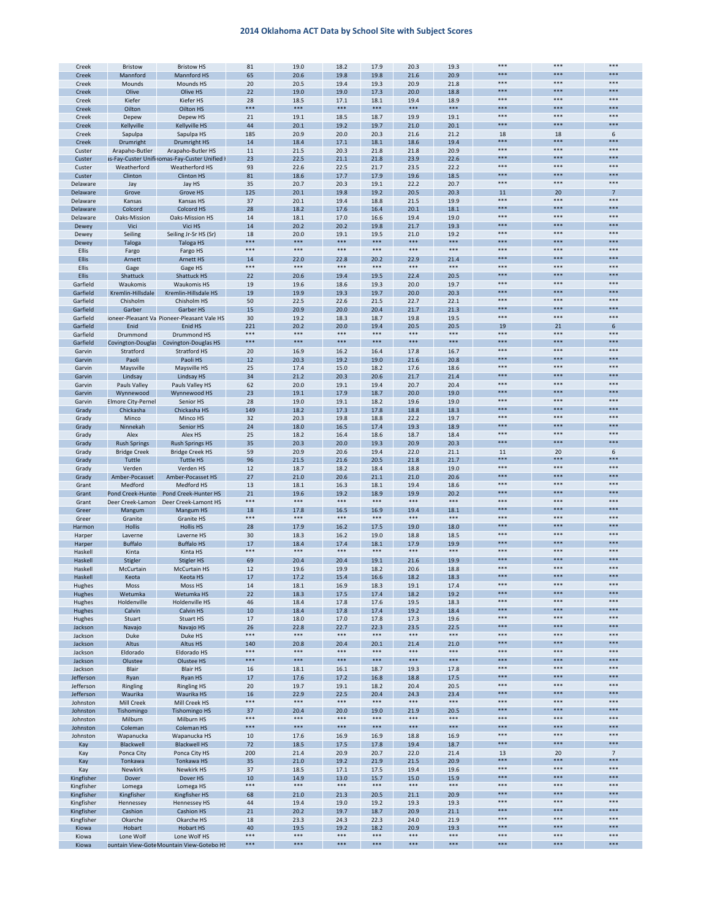## 2014 Oklahoma ACT Data by School Site with Subject Scores

| | | | | | | | | | | | |
|---|---|---|---|---|---|---|---|---|---|---|---|
| Creek | Bristow | Bristow HS | 81 | 19.0 | 18.2 | 17.9 | 20.3 | 19.3 | *** | *** | *** |
| Creek | Mannford | Mannford HS | 65 | 20.6 | 19.8 | 19.8 | 21.6 | 20.9 | *** | *** | *** |
| Creek | Mounds | Mounds HS | 20 | 20.5 | 19.4 | 19.3 | 20.9 | 21.8 | *** | *** | *** |
| Creek | Olive | Olive HS | 22 | 19.0 | 19.0 | 17.3 | 20.0 | 18.8 | *** | *** | *** |
| Creek | Kiefer | Kiefer HS | 28 | 18.5 | 17.1 | 18.1 | 19.4 | 18.9 | *** | *** | *** |
| Creek | Oilton | Oilton HS | *** | *** | *** | *** | *** | *** | *** | *** | *** |
| Creek | Depew | Depew HS | 21 | 19.1 | 18.5 | 18.7 | 19.9 | 19.1 | *** | *** | *** |
| Creek | Kellyville | Kellyville HS | 44 | 20.1 | 19.2 | 19.7 | 21.0 | 20.1 | *** | *** | *** |
| Creek | Sapulpa | Sapulpa HS | 185 | 20.9 | 20.0 | 20.3 | 21.6 | 21.2 | 18 | 18 | 6 |
| Creek | Drumright | Drumright HS | 14 | 18.4 | 17.1 | 18.1 | 18.6 | 19.4 | *** | *** | *** |
| Custer | Arapaho-Butler | Arapaho-Butler HS | 11 | 21.5 | 20.3 | 21.8 | 21.8 | 20.9 | *** | *** | *** |
| Custer | as-Fay-Custer Unifi | omas-Fay-Custer Unified I | 23 | 22.5 | 21.1 | 21.8 | 23.9 | 22.6 | *** | *** | *** |
| Custer | Weatherford | Weatherford HS | 93 | 22.6 | 22.5 | 21.7 | 23.5 | 22.2 | *** | *** | *** |
| Custer | Clinton | Clinton HS | 81 | 18.6 | 17.7 | 17.9 | 19.6 | 18.5 | *** | *** | *** |
| Delaware | Jay | Jay HS | 35 | 20.7 | 20.3 | 19.1 | 22.2 | 20.7 | *** | *** | *** |
| Delaware | Grove | Grove HS | 125 | 20.1 | 19.8 | 19.2 | 20.5 | 20.3 | 11 | 20 | 7 |
| Delaware | Kansas | Kansas HS | 37 | 20.1 | 19.4 | 18.8 | 21.5 | 19.9 | *** | *** | *** |
| Delaware | Colcord | Colcord HS | 28 | 18.2 | 17.6 | 16.4 | 20.1 | 18.1 | *** | *** | *** |
| Delaware | Oaks-Mission | Oaks-Mission HS | 14 | 18.1 | 17.0 | 16.6 | 19.4 | 19.0 | *** | *** | *** |
| Dewey | Vici | Vici HS | 14 | 20.2 | 20.2 | 19.8 | 21.7 | 19.3 | *** | *** | *** |
| Dewey | Seiling | Seiling Jr-Sr HS (Sr) | 18 | 20.0 | 19.1 | 19.5 | 21.0 | 19.2 | *** | *** | *** |
| Dewey | Taloga | Taloga HS | *** | *** | *** | *** | *** | *** | *** | *** | *** |
| Ellis | Fargo | Fargo HS | *** | *** | *** | *** | *** | *** | *** | *** | *** |
| Ellis | Arnett | Arnett HS | 14 | 22.0 | 22.8 | 20.2 | 22.9 | 21.4 | *** | *** | *** |
| Ellis | Gage | Gage HS | *** | *** | *** | *** | *** | *** | *** | *** | *** |
| Ellis | Shattuck | Shattuck HS | 22 | 20.6 | 19.4 | 19.5 | 22.4 | 20.5 | *** | *** | *** |
| Garfield | Waukomis | Waukomis HS | 19 | 19.6 | 18.6 | 19.3 | 20.0 | 19.7 | *** | *** | *** |
| Garfield | Kremlin-Hillsdale | Kremlin-Hillsdale HS | 19 | 19.9 | 19.3 | 19.7 | 20.0 | 20.3 | *** | *** | *** |
| Garfield | Chisholm | Chisholm HS | 50 | 22.5 | 22.6 | 21.5 | 22.7 | 22.1 | *** | *** | *** |
| Garfield | Garber | Garber HS | 15 | 20.9 | 20.0 | 20.4 | 21.7 | 21.3 | *** | *** | *** |
| Garfield | ioneer-Pleasant Va | Pioneer-Pleasant Vale HS | 30 | 19.2 | 18.3 | 18.7 | 19.8 | 19.5 | *** | *** | *** |
| Garfield | Enid | Enid HS | 221 | 20.2 | 20.0 | 19.4 | 20.5 | 20.5 | 19 | 21 | 6 |
| Garfield | Drummond | Drummond HS | *** | *** | *** | *** | *** | *** | *** | *** | *** |
| Garfield | Covington-Douglas | Covington-Douglas HS | *** | *** | *** | *** | *** | *** | *** | *** | *** |
| Garvin | Stratford | Stratford HS | 20 | 16.9 | 16.2 | 16.4 | 17.8 | 16.7 | *** | *** | *** |
| Garvin | Paoli | Paoli HS | 12 | 20.3 | 19.2 | 19.0 | 21.6 | 20.8 | *** | *** | *** |
| Garvin | Maysville | Maysville HS | 25 | 17.4 | 15.0 | 18.2 | 17.6 | 18.6 | *** | *** | *** |
| Garvin | Lindsay | Lindsay HS | 34 | 21.2 | 20.3 | 20.6 | 21.7 | 21.4 | *** | *** | *** |
| Garvin | Pauls Valley | Pauls Valley HS | 62 | 20.0 | 19.1 | 19.4 | 20.7 | 20.4 | *** | *** | *** |
| Garvin | Wynnewood | Wynnewood HS | 23 | 19.1 | 17.9 | 18.7 | 20.0 | 19.0 | *** | *** | *** |
| Garvin | Elmore City-Pernel | Senior HS | 28 | 19.0 | 19.1 | 18.2 | 19.6 | 19.0 | *** | *** | *** |
| Grady | Chickasha | Chickasha HS | 149 | 18.2 | 17.3 | 17.8 | 18.8 | 18.3 | *** | *** | *** |
| Grady | Minco | Minco HS | 32 | 20.3 | 19.8 | 18.8 | 22.2 | 19.7 | *** | *** | *** |
| Grady | Ninnekah | Senior HS | 24 | 18.0 | 16.5 | 17.4 | 19.3 | 18.9 | *** | *** | *** |
| Grady | Alex | Alex HS | 25 | 18.2 | 16.4 | 18.6 | 18.7 | 18.4 | *** | *** | *** |
| Grady | Rush Springs | Rush Springs HS | 35 | 20.3 | 20.0 | 19.3 | 20.9 | 20.3 | *** | *** | *** |
| Grady | Bridge Creek | Bridge Creek HS | 59 | 20.9 | 20.6 | 19.4 | 22.0 | 21.1 | 11 | 20 | 6 |
| Grady | Tuttle | Tuttle HS | 96 | 21.5 | 21.6 | 20.5 | 21.8 | 21.7 | *** | *** | *** |
| Grady | Verden | Verden HS | 12 | 18.7 | 18.2 | 18.4 | 18.8 | 19.0 | *** | *** | *** |
| Grady | Amber-Pocasset | Amber-Pocasset HS | 27 | 21.0 | 20.6 | 21.1 | 21.0 | 20.6 | *** | *** | *** |
| Grant | Medford | Medford HS | 13 | 18.1 | 16.3 | 18.1 | 19.4 | 18.6 | *** | *** | *** |
| Grant | Pond Creek-Hunter | Pond Creek-Hunter HS | 21 | 19.6 | 19.2 | 18.9 | 19.9 | 20.2 | *** | *** | *** |
| Grant | Deer Creek-Lamont | Deer Creek-Lamont HS | *** | *** | *** | *** | *** | *** | *** | *** | *** |
| Greer | Mangum | Mangum HS | 18 | 17.8 | 16.5 | 16.9 | 19.4 | 18.1 | *** | *** | *** |
| Greer | Granite | Granite HS | *** | *** | *** | *** | *** | *** | *** | *** | *** |
| Harmon | Hollis | Hollis HS | 28 | 17.9 | 16.2 | 17.5 | 19.0 | 18.0 | *** | *** | *** |
| Harper | Laverne | Laverne HS | 30 | 18.3 | 16.2 | 19.0 | 18.8 | 18.5 | *** | *** | *** |
| Harper | Buffalo | Buffalo HS | 17 | 18.4 | 17.4 | 18.1 | 17.9 | 19.9 | *** | *** | *** |
| Haskell | Kinta | Kinta HS | *** | *** | *** | *** | *** | *** | *** | *** | *** |
| Haskell | Stigler | Stigler HS | 69 | 20.4 | 20.4 | 19.1 | 21.6 | 19.9 | *** | *** | *** |
| Haskell | McCurtain | McCurtain HS | 12 | 19.6 | 19.9 | 18.2 | 20.6 | 18.8 | *** | *** | *** |
| Haskell | Keota | Keota HS | 17 | 17.2 | 15.4 | 16.6 | 18.2 | 18.3 | *** | *** | *** |
| Hughes | Moss | Moss HS | 14 | 18.1 | 16.9 | 18.3 | 19.1 | 17.4 | *** | *** | *** |
| Hughes | Wetumka | Wetumka HS | 22 | 18.3 | 17.5 | 17.4 | 18.2 | 19.2 | *** | *** | *** |
| Hughes | Holdenville | Holdenville HS | 46 | 18.4 | 17.8 | 17.6 | 19.5 | 18.3 | *** | *** | *** |
| Hughes | Calvin | Calvin HS | 10 | 18.4 | 17.8 | 17.4 | 19.2 | 18.4 | *** | *** | *** |
| Hughes | Stuart | Stuart HS | 17 | 18.0 | 17.0 | 17.8 | 17.3 | 19.6 | *** | *** | *** |
| Jackson | Navajo | Navajo HS | 26 | 22.8 | 22.7 | 22.3 | 23.5 | 22.5 | *** | *** | *** |
| Jackson | Duke | Duke HS | *** | *** | *** | *** | *** | *** | *** | *** | *** |
| Jackson | Altus | Altus HS | 140 | 20.8 | 20.4 | 20.1 | 21.4 | 21.0 | *** | *** | *** |
| Jackson | Eldorado | Eldorado HS | *** | *** | *** | *** | *** | *** | *** | *** | *** |
| Jackson | Olustee | Olustee HS | *** | *** | *** | *** | *** | *** | *** | *** | *** |
| Jackson | Blair | Blair HS | 16 | 18.1 | 16.1 | 18.7 | 19.3 | 17.8 | *** | *** | *** |
| Jefferson | Ryan | Ryan HS | 17 | 17.6 | 17.2 | 16.8 | 18.8 | 17.5 | *** | *** | *** |
| Jefferson | Ringling | Ringling HS | 20 | 19.7 | 19.1 | 18.2 | 20.4 | 20.5 | *** | *** | *** |
| Jefferson | Waurika | Waurika HS | 16 | 22.9 | 22.5 | 20.4 | 24.3 | 23.4 | *** | *** | *** |
| Johnston | Mill Creek | Mill Creek HS | *** | *** | *** | *** | *** | *** | *** | *** | *** |
| Johnston | Tishomingo | Tishomingo HS | 37 | 20.4 | 20.0 | 19.0 | 21.9 | 20.5 | *** | *** | *** |
| Johnston | Milburn | Milburn HS | *** | *** | *** | *** | *** | *** | *** | *** | *** |
| Johnston | Coleman | Coleman HS | *** | *** | *** | *** | *** | *** | *** | *** | *** |
| Johnston | Wapanucka | Wapanucka HS | 10 | 17.6 | 16.9 | 16.9 | 18.8 | 16.9 | *** | *** | *** |
| Kay | Blackwell | Blackwell HS | 72 | 18.5 | 17.5 | 17.8 | 19.4 | 18.7 | *** | *** | *** |
| Kay | Ponca City | Ponca City HS | 200 | 21.4 | 20.9 | 20.7 | 22.0 | 21.4 | 13 | 20 | 7 |
| Kay | Tonkawa | Tonkawa HS | 35 | 21.0 | 19.2 | 21.9 | 21.5 | 20.9 | *** | *** | *** |
| Kay | Newkirk | Newkirk HS | 37 | 18.5 | 17.1 | 17.5 | 19.4 | 19.6 | *** | *** | *** |
| Kingfisher | Dover | Dover HS | 10 | 14.9 | 13.0 | 15.7 | 15.0 | 15.9 | *** | *** | *** |
| Kingfisher | Lomega | Lomega HS | *** | *** | *** | *** | *** | *** | *** | *** | *** |
| Kingfisher | Kingfisher | Kingfisher HS | 68 | 21.0 | 21.3 | 20.5 | 21.1 | 20.9 | *** | *** | *** |
| Kingfisher | Hennessey | Hennessey HS | 44 | 19.4 | 19.0 | 19.2 | 19.3 | 19.3 | *** | *** | *** |
| Kingfisher | Cashion | Cashion HS | 21 | 20.2 | 19.7 | 18.7 | 20.9 | 21.1 | *** | *** | *** |
| Kingfisher | Okarche | Okarche HS | 18 | 23.3 | 24.3 | 22.3 | 24.0 | 21.9 | *** | *** | *** |
| Kiowa | Hobart | Hobart HS | 40 | 19.5 | 19.2 | 18.2 | 20.9 | 19.3 | *** | *** | *** |
| Kiowa | Lone Wolf | Lone Wolf HS | *** | *** | *** | *** | *** | *** | *** | *** | *** |
| Kiowa | ountain View-Gote | Mountain View-Gotebo HS | *** | *** | *** | *** | *** | *** | *** | *** | *** |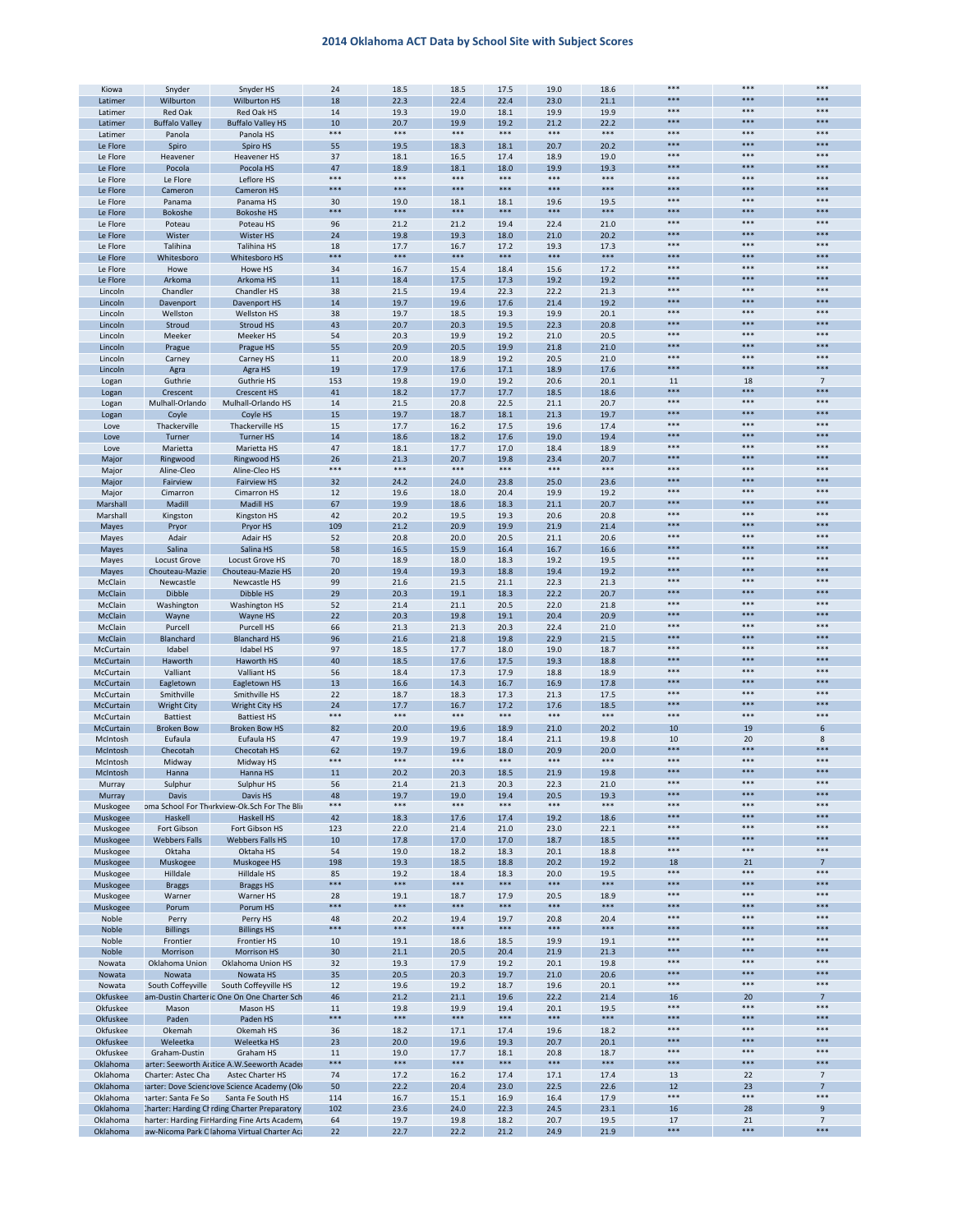## 2014 Oklahoma ACT Data by School Site with Subject Scores

| | | | | | | | | | | | |
|---|---|---|---|---|---|---|---|---|---|---|---|
| Kiowa | Snyder | Snyder HS | 24 | 18.5 | 18.5 | 17.5 | 19.0 | 18.6 | *** | *** | *** |
| Latimer | Wilburton | Wilburton HS | 18 | 22.3 | 22.4 | 22.4 | 23.0 | 21.1 | *** | *** | *** |
| Latimer | Red Oak | Red Oak HS | 14 | 19.3 | 19.0 | 18.1 | 19.9 | 19.9 | *** | *** | *** |
| Latimer | Buffalo Valley | Buffalo Valley HS | 10 | 20.7 | 19.9 | 19.2 | 21.2 | 22.2 | *** | *** | *** |
| Latimer | Panola | Panola HS | *** | *** | *** | *** | *** | *** | *** | *** | *** |
| Le Flore | Spiro | Spiro HS | 55 | 19.5 | 18.3 | 18.1 | 20.7 | 20.2 | *** | *** | *** |
| Le Flore | Heavener | Heavener HS | 37 | 18.1 | 16.5 | 17.4 | 18.9 | 19.0 | *** | *** | *** |
| Le Flore | Pocola | Pocola HS | 47 | 18.9 | 18.1 | 18.0 | 19.9 | 19.3 | *** | *** | *** |
| Le Flore | Le Flore | Leflore HS | *** | *** | *** | *** | *** | *** | *** | *** | *** |
| Le Flore | Cameron | Cameron HS | *** | *** | *** | *** | *** | *** | *** | *** | *** |
| Le Flore | Panama | Panama HS | 30 | 19.0 | 18.1 | 18.1 | 19.6 | 19.5 | *** | *** | *** |
| Le Flore | Bokoshe | Bokoshe HS | *** | *** | *** | *** | *** | *** | *** | *** | *** |
| Le Flore | Poteau | Poteau HS | 96 | 21.2 | 21.2 | 19.4 | 22.4 | 21.0 | *** | *** | *** |
| Le Flore | Wister | Wister HS | 24 | 19.8 | 19.3 | 18.0 | 21.0 | 20.2 | *** | *** | *** |
| Le Flore | Talihina | Talihina HS | 18 | 17.7 | 16.7 | 17.2 | 19.3 | 17.3 | *** | *** | *** |
| Le Flore | Whitesboro | Whitesboro HS | *** | *** | *** | *** | *** | *** | *** | *** | *** |
| Le Flore | Howe | Howe HS | 34 | 16.7 | 15.4 | 18.4 | 15.6 | 17.2 | *** | *** | *** |
| Le Flore | Arkoma | Arkoma HS | 11 | 18.4 | 17.5 | 17.3 | 19.2 | 19.2 | *** | *** | *** |
| Lincoln | Chandler | Chandler HS | 38 | 21.5 | 19.4 | 22.3 | 22.2 | 21.3 | *** | *** | *** |
| Lincoln | Davenport | Davenport HS | 14 | 19.7 | 19.6 | 17.6 | 21.4 | 19.2 | *** | *** | *** |
| Lincoln | Wellston | Wellston HS | 38 | 19.7 | 18.5 | 19.3 | 19.9 | 20.1 | *** | *** | *** |
| Lincoln | Stroud | Stroud HS | 43 | 20.7 | 20.3 | 19.5 | 22.3 | 20.8 | *** | *** | *** |
| Lincoln | Meeker | Meeker HS | 54 | 20.3 | 19.9 | 19.2 | 21.0 | 20.5 | *** | *** | *** |
| Lincoln | Prague | Prague HS | 55 | 20.9 | 20.5 | 19.9 | 21.8 | 21.0 | *** | *** | *** |
| Lincoln | Carney | Carney HS | 11 | 20.0 | 18.9 | 19.2 | 20.5 | 21.0 | *** | *** | *** |
| Lincoln | Agra | Agra HS | 19 | 17.9 | 17.6 | 17.1 | 18.9 | 17.6 | *** | *** | *** |
| Logan | Guthrie | Guthrie HS | 153 | 19.8 | 19.0 | 19.2 | 20.6 | 20.1 | 11 | 18 | 7 |
| Logan | Crescent | Crescent HS | 41 | 18.2 | 17.7 | 17.7 | 18.5 | 18.6 | *** | *** | *** |
| Logan | Mulhall-Orlando | Mulhall-Orlando HS | 14 | 21.5 | 20.8 | 22.5 | 21.1 | 20.7 | *** | *** | *** |
| Logan | Coyle | Coyle HS | 15 | 19.7 | 18.7 | 18.1 | 21.3 | 19.7 | *** | *** | *** |
| Love | Thackerville | Thackerville HS | 15 | 17.7 | 16.2 | 17.5 | 19.6 | 17.4 | *** | *** | *** |
| Love | Turner | Turner HS | 14 | 18.6 | 18.2 | 17.6 | 19.0 | 19.4 | *** | *** | *** |
| Love | Marietta | Marietta HS | 47 | 18.1 | 17.7 | 17.0 | 18.4 | 18.9 | *** | *** | *** |
| Major | Ringwood | Ringwood HS | 26 | 21.3 | 20.7 | 19.8 | 23.4 | 20.7 | *** | *** | *** |
| Major | Aline-Cleo | Aline-Cleo HS | *** | *** | *** | *** | *** | *** | *** | *** | *** |
| Major | Fairview | Fairview HS | 32 | 24.2 | 24.0 | 23.8 | 25.0 | 23.6 | *** | *** | *** |
| Major | Cimarron | Cimarron HS | 12 | 19.6 | 18.0 | 20.4 | 19.9 | 19.2 | *** | *** | *** |
| Marshall | Madill | Madill HS | 67 | 19.9 | 18.6 | 18.3 | 21.1 | 20.7 | *** | *** | *** |
| Marshall | Kingston | Kingston HS | 42 | 20.2 | 19.5 | 19.3 | 20.6 | 20.8 | *** | *** | *** |
| Mayes | Pryor | Pryor HS | 109 | 21.2 | 20.9 | 19.9 | 21.9 | 21.4 | *** | *** | *** |
| Mayes | Adair | Adair HS | 52 | 20.8 | 20.0 | 20.5 | 21.1 | 20.6 | *** | *** | *** |
| Mayes | Salina | Salina HS | 58 | 16.5 | 15.9 | 16.4 | 16.7 | 16.6 | *** | *** | *** |
| Mayes | Locust Grove | Locust Grove HS | 70 | 18.9 | 18.0 | 18.3 | 19.2 | 19.5 | *** | *** | *** |
| Mayes | Chouteau-Mazie | Chouteau-Mazie HS | 20 | 19.4 | 19.3 | 18.8 | 19.4 | 19.2 | *** | *** | *** |
| McClain | Newcastle | Newcastle HS | 99 | 21.6 | 21.5 | 21.1 | 22.3 | 21.3 | *** | *** | *** |
| McClain | Dibble | Dibble HS | 29 | 20.3 | 19.1 | 18.3 | 22.2 | 20.7 | *** | *** | *** |
| McClain | Washington | Washington HS | 52 | 21.4 | 21.1 | 20.5 | 22.0 | 21.8 | *** | *** | *** |
| McClain | Wayne | Wayne HS | 22 | 20.3 | 19.8 | 19.1 | 20.4 | 20.9 | *** | *** | *** |
| McClain | Purcell | Purcell HS | 66 | 21.3 | 21.3 | 20.3 | 22.4 | 21.0 | *** | *** | *** |
| McClain | Blanchard | Blanchard HS | 96 | 21.6 | 21.8 | 19.8 | 22.9 | 21.5 | *** | *** | *** |
| McCurtain | Idabel | Idabel HS | 97 | 18.5 | 17.7 | 18.0 | 19.0 | 18.7 | *** | *** | *** |
| McCurtain | Haworth | Haworth HS | 40 | 18.5 | 17.6 | 17.5 | 19.3 | 18.8 | *** | *** | *** |
| McCurtain | Valliant | Valliant HS | 56 | 18.4 | 17.3 | 17.9 | 18.8 | 18.9 | *** | *** | *** |
| McCurtain | Eagletown | Eagletown HS | 13 | 16.6 | 14.3 | 16.7 | 16.9 | 17.8 | *** | *** | *** |
| McCurtain | Smithville | Smithville HS | 22 | 18.7 | 18.3 | 17.3 | 21.3 | 17.5 | *** | *** | *** |
| McCurtain | Wright City | Wright City HS | 24 | 17.7 | 16.7 | 17.2 | 17.6 | 18.5 | *** | *** | *** |
| McCurtain | Battiest | Battiest HS | *** | *** | *** | *** | *** | *** | *** | *** | *** |
| McCurtain | Broken Bow | Broken Bow HS | 82 | 20.0 | 19.6 | 18.9 | 21.0 | 20.2 | 10 | 19 | 6 |
| McIntosh | Eufaula | Eufaula HS | 47 | 19.9 | 19.7 | 18.4 | 21.1 | 19.8 | 10 | 20 | 8 |
| McIntosh | Checotah | Checotah HS | 62 | 19.7 | 19.6 | 18.0 | 20.9 | 20.0 | *** | *** | *** |
| McIntosh | Midway | Midway HS | *** | *** | *** | *** | *** | *** | *** | *** | *** |
| McIntosh | Hanna | Hanna HS | 11 | 20.2 | 20.3 | 18.5 | 21.9 | 19.8 | *** | *** | *** |
| Murray | Sulphur | Sulphur HS | 56 | 21.4 | 21.3 | 20.3 | 22.3 | 21.0 | *** | *** | *** |
| Murray | Davis | Davis HS | 48 | 19.7 | 19.0 | 19.4 | 20.5 | 19.3 | *** | *** | *** |
| Muskogee | oma School For Th | arkview-Ok.Sch For The Bli | *** | *** | *** | *** | *** | *** | *** | *** | *** |
| Muskogee | Haskell | Haskell HS | 42 | 18.3 | 17.6 | 17.4 | 19.2 | 18.6 | *** | *** | *** |
| Muskogee | Fort Gibson | Fort Gibson HS | 123 | 22.0 | 21.4 | 21.0 | 23.0 | 22.1 | *** | *** | *** |
| Muskogee | Webbers Falls | Webbers Falls HS | 10 | 17.8 | 17.0 | 17.0 | 18.7 | 18.5 | *** | *** | *** |
| Muskogee | Oktaha | Oktaha HS | 54 | 19.0 | 18.2 | 18.3 | 20.1 | 18.8 | *** | *** | *** |
| Muskogee | Muskogee | Muskogee HS | 198 | 19.3 | 18.5 | 18.8 | 20.2 | 19.2 | 18 | 21 | 7 |
| Muskogee | Hilldale | Hilldale HS | 85 | 19.2 | 18.4 | 18.3 | 20.0 | 19.5 | *** | *** | *** |
| Muskogee | Braggs | Braggs HS | *** | *** | *** | *** | *** | *** | *** | *** | *** |
| Muskogee | Warner | Warner HS | 28 | 19.1 | 18.7 | 17.9 | 20.5 | 18.9 | *** | *** | *** |
| Muskogee | Porum | Porum HS | *** | *** | *** | *** | *** | *** | *** | *** | *** |
| Noble | Perry | Perry HS | 48 | 20.2 | 19.4 | 19.7 | 20.8 | 20.4 | *** | *** | *** |
| Noble | Billings | Billings HS | *** | *** | *** | *** | *** | *** | *** | *** | *** |
| Noble | Frontier | Frontier HS | 10 | 19.1 | 18.6 | 18.5 | 19.9 | 19.1 | *** | *** | *** |
| Noble | Morrison | Morrison HS | 30 | 21.1 | 20.5 | 20.4 | 21.9 | 21.3 | *** | *** | *** |
| Nowata | Oklahoma Union | Oklahoma Union HS | 32 | 19.3 | 17.9 | 19.2 | 20.1 | 19.8 | *** | *** | *** |
| Nowata | Nowata | Nowata HS | 35 | 20.5 | 20.3 | 19.7 | 21.0 | 20.6 | *** | *** | *** |
| Nowata | South Coffeyville | South Coffeyville HS | 12 | 19.6 | 19.2 | 18.7 | 19.6 | 20.1 | *** | *** | *** |
| Okfuskee | am-Dustin Charter | ic One On One Charter Sch | 46 | 21.2 | 21.1 | 19.6 | 22.2 | 21.4 | 16 | 20 | 7 |
| Okfuskee | Mason | Mason HS | 11 | 19.8 | 19.9 | 19.4 | 20.1 | 19.5 | *** | *** | *** |
| Okfuskee | Paden | Paden HS | *** | *** | *** | *** | *** | *** | *** | *** | *** |
| Okfuskee | Okemah | Okemah HS | 36 | 18.2 | 17.1 | 17.4 | 19.6 | 18.2 | *** | *** | *** |
| Okfuskee | Weleetka | Weleetka HS | 23 | 20.0 | 19.6 | 19.3 | 20.7 | 20.1 | *** | *** | *** |
| Okfuskee | Graham-Dustin | Graham HS | 11 | 19.0 | 17.7 | 18.1 | 20.8 | 18.7 | *** | *** | *** |
| Oklahoma | arter: Seeworth Ac | stice A.W.Seeworth Acade | *** | *** | *** | *** | *** | *** | *** | *** | *** |
| Oklahoma | Charter: Astec Cha | Astec Charter HS | 74 | 17.2 | 16.2 | 17.4 | 17.1 | 17.4 | 13 | 22 | 7 |
| Oklahoma | harter: Dove Scienc | ove Science Academy (Ok | 50 | 22.2 | 20.4 | 23.0 | 22.5 | 22.6 | 12 | 23 | 7 |
| Oklahoma | harter: Santa Fe So | Santa Fe South HS | 114 | 16.7 | 15.1 | 16.9 | 16.4 | 17.9 | *** | *** | *** |
| Oklahoma | Charter: Harding Ch | arding Charter Preparatory | 102 | 23.6 | 24.0 | 22.3 | 24.5 | 23.1 | 16 | 28 | 9 |
| Oklahoma | harter: Harding Fin | Harding Fine Arts Academy | 64 | 19.7 | 19.8 | 18.2 | 20.7 | 19.5 | 17 | 21 | 7 |
| Oklahoma | aw-Nicoma Park C | lahoma Virtual Charter Ac | 22 | 22.7 | 22.2 | 21.2 | 24.9 | 21.9 | *** | *** | *** |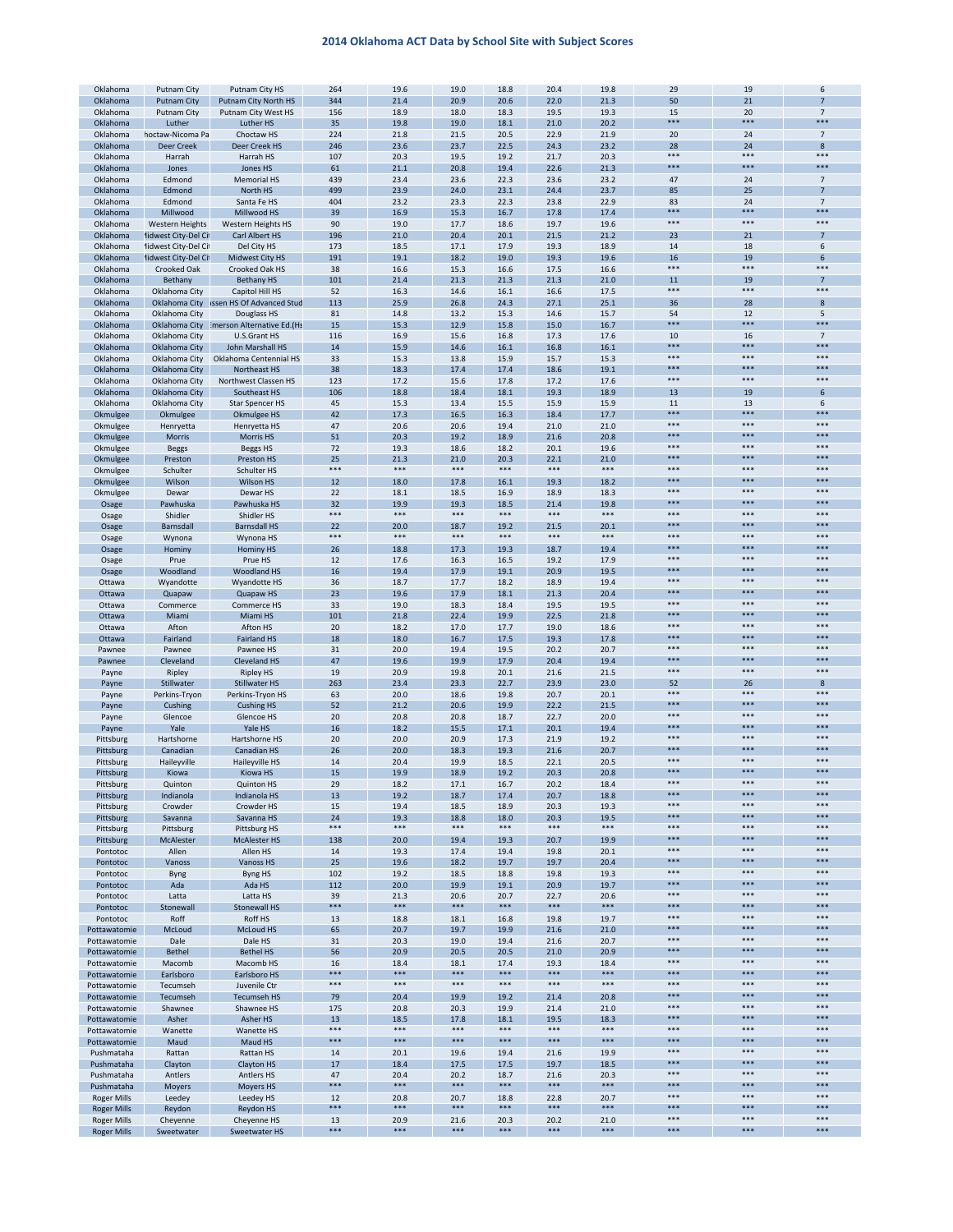## 2014 Oklahoma ACT Data by School Site with Subject Scores

| | | | | | | | | | | | |
|---|---|---|---|---|---|---|---|---|---|---|---|
| Oklahoma | Putnam City | Putnam City HS | 264 | 19.6 | 19.0 | 18.8 | 20.4 | 19.8 | 29 | 19 | 6 |
| Oklahoma | Putnam City | Putnam City North HS | 344 | 21.4 | 20.9 | 20.6 | 22.0 | 21.3 | 50 | 21 | 7 |
| Oklahoma | Putnam City | Putnam City West HS | 156 | 18.9 | 18.0 | 18.3 | 19.5 | 19.3 | 15 | 20 | 7 |
| Oklahoma | Luther | Luther HS | 35 | 19.8 | 19.0 | 18.1 | 21.0 | 20.2 | *** | *** | *** |
| Oklahoma | hoctaw-Nicoma Pa | Choctaw HS | 224 | 21.8 | 21.5 | 20.5 | 22.9 | 21.9 | 20 | 24 | 7 |
| Oklahoma | Deer Creek | Deer Creek HS | 246 | 23.6 | 23.7 | 22.5 | 24.3 | 23.2 | 28 | 24 | 8 |
| Oklahoma | Harrah | Harrah HS | 107 | 20.3 | 19.5 | 19.2 | 21.7 | 20.3 | *** | *** | *** |
| Oklahoma | Jones | Jones HS | 61 | 21.1 | 20.8 | 19.4 | 22.6 | 21.3 | *** | *** | *** |
| Oklahoma | Edmond | Memorial HS | 439 | 23.4 | 23.6 | 22.3 | 23.6 | 23.2 | 47 | 24 | 7 |
| Oklahoma | Edmond | North HS | 499 | 23.9 | 24.0 | 23.1 | 24.4 | 23.7 | 85 | 25 | 7 |
| Oklahoma | Edmond | Santa Fe HS | 404 | 23.2 | 23.3 | 22.3 | 23.8 | 22.9 | 83 | 24 | 7 |
| Oklahoma | Millwood | Millwood HS | 39 | 16.9 | 15.3 | 16.7 | 17.8 | 17.4 | *** | *** | *** |
| Oklahoma | Western Heights | Western Heights HS | 90 | 19.0 | 17.7 | 18.6 | 19.7 | 19.6 | *** | *** | *** |
| Oklahoma | lidwest City-Del Ci | Carl Albert HS | 196 | 21.0 | 20.4 | 20.1 | 21.5 | 21.2 | 23 | 21 | 7 |
| Oklahoma | lidwest City-Del Ci | Del City HS | 173 | 18.5 | 17.1 | 17.9 | 19.3 | 18.9 | 14 | 18 | 6 |
| Oklahoma | lidwest City-Del Ci | Midwest City HS | 191 | 19.1 | 18.2 | 19.0 | 19.3 | 19.6 | 16 | 19 | 6 |
| Oklahoma | Crooked Oak | Crooked Oak HS | 38 | 16.6 | 15.3 | 16.6 | 17.5 | 16.6 | *** | *** | *** |
| Oklahoma | Bethany | Bethany HS | 101 | 21.4 | 21.3 | 21.3 | 21.3 | 21.0 | 11 | 19 | 7 |
| Oklahoma | Oklahoma City | Capitol Hill HS | 52 | 16.3 | 14.6 | 16.1 | 16.6 | 17.5 | *** | *** | *** |
| Oklahoma | Oklahoma City | ssen HS Of Advanced Stud | 113 | 25.9 | 26.8 | 24.3 | 27.1 | 25.1 | 36 | 28 | 8 |
| Oklahoma | Oklahoma City | Douglass HS | 81 | 14.8 | 13.2 | 15.3 | 14.6 | 15.7 | 54 | 12 | 5 |
| Oklahoma | Oklahoma City | merson Alternative Ed.(Hs | 15 | 15.3 | 12.9 | 15.8 | 15.0 | 16.7 | *** | *** | *** |
| Oklahoma | Oklahoma City | U.S.Grant HS | 116 | 16.9 | 15.6 | 16.8 | 17.3 | 17.6 | 10 | 16 | 7 |
| Oklahoma | Oklahoma City | John Marshall HS | 14 | 15.9 | 14.6 | 16.1 | 16.8 | 16.1 | *** | *** | *** |
| Oklahoma | Oklahoma City | Oklahoma Centennial HS | 33 | 15.3 | 13.8 | 15.9 | 15.7 | 15.3 | *** | *** | *** |
| Oklahoma | Oklahoma City | Northeast HS | 38 | 18.3 | 17.4 | 17.4 | 18.6 | 19.1 | *** | *** | *** |
| Oklahoma | Oklahoma City | Northwest Classen HS | 123 | 17.2 | 15.6 | 17.8 | 17.2 | 17.6 | *** | *** | *** |
| Oklahoma | Oklahoma City | Southeast HS | 106 | 18.8 | 18.4 | 18.1 | 19.3 | 18.9 | 13 | 19 | 6 |
| Oklahoma | Oklahoma City | Star Spencer HS | 45 | 15.3 | 13.4 | 15.5 | 15.9 | 15.9 | 11 | 13 | 6 |
| Okmulgee | Okmulgee | Okmulgee HS | 42 | 17.3 | 16.5 | 16.3 | 18.4 | 17.7 | *** | *** | *** |
| Okmulgee | Henryetta | Henryetta HS | 47 | 20.6 | 20.6 | 19.4 | 21.0 | 21.0 | *** | *** | *** |
| Okmulgee | Morris | Morris HS | 51 | 20.3 | 19.2 | 18.9 | 21.6 | 20.8 | *** | *** | *** |
| Okmulgee | Beggs | Beggs HS | 72 | 19.3 | 18.6 | 18.2 | 20.1 | 19.6 | *** | *** | *** |
| Okmulgee | Preston | Preston HS | 25 | 21.3 | 21.0 | 20.3 | 22.1 | 21.0 | *** | *** | *** |
| Okmulgee | Schulter | Schulter HS | *** | *** | *** | *** | *** | *** | *** | *** | *** |
| Okmulgee | Wilson | Wilson HS | 12 | 18.0 | 17.8 | 16.1 | 19.3 | 18.2 | *** | *** | *** |
| Okmulgee | Dewar | Dewar HS | 22 | 18.1 | 18.5 | 16.9 | 18.9 | 18.3 | *** | *** | *** |
| Osage | Pawhuska | Pawhuska HS | 32 | 19.9 | 19.3 | 18.5 | 21.4 | 19.8 | *** | *** | *** |
| Osage | Shidler | Shidler HS | *** | *** | *** | *** | *** | *** | *** | *** | *** |
| Osage | Barnsdall | Barnsdall HS | 22 | 20.0 | 18.7 | 19.2 | 21.5 | 20.1 | *** | *** | *** |
| Osage | Wynona | Wynona HS | *** | *** | *** | *** | *** | *** | *** | *** | *** |
| Osage | Hominy | Hominy HS | 26 | 18.8 | 17.3 | 19.3 | 18.7 | 19.4 | *** | *** | *** |
| Osage | Prue | Prue HS | 12 | 17.6 | 16.3 | 16.5 | 19.2 | 17.9 | *** | *** | *** |
| Osage | Woodland | Woodland HS | 16 | 19.4 | 17.9 | 19.1 | 20.9 | 19.5 | *** | *** | *** |
| Ottawa | Wyandotte | Wyandotte HS | 36 | 18.7 | 17.7 | 18.2 | 18.9 | 19.4 | *** | *** | *** |
| Ottawa | Quapaw | Quapaw HS | 23 | 19.6 | 17.9 | 18.1 | 21.3 | 20.4 | *** | *** | *** |
| Ottawa | Commerce | Commerce HS | 33 | 19.0 | 18.3 | 18.4 | 19.5 | 19.5 | *** | *** | *** |
| Ottawa | Miami | Miami HS | 101 | 21.8 | 22.4 | 19.9 | 22.5 | 21.8 | *** | *** | *** |
| Ottawa | Afton | Afton HS | 20 | 18.2 | 17.0 | 17.7 | 19.0 | 18.6 | *** | *** | *** |
| Ottawa | Fairland | Fairland HS | 18 | 18.0 | 16.7 | 17.5 | 19.3 | 17.8 | *** | *** | *** |
| Pawnee | Pawnee | Pawnee HS | 31 | 20.0 | 19.4 | 19.5 | 20.2 | 20.7 | *** | *** | *** |
| Pawnee | Cleveland | Cleveland HS | 47 | 19.6 | 19.9 | 17.9 | 20.4 | 19.4 | *** | *** | *** |
| Payne | Ripley | Ripley HS | 19 | 20.9 | 19.8 | 20.1 | 21.6 | 21.5 | *** | *** | *** |
| Payne | Stillwater | Stillwater HS | 263 | 23.4 | 23.3 | 22.7 | 23.9 | 23.0 | 52 | 26 | 8 |
| Payne | Perkins-Tryon | Perkins-Tryon HS | 63 | 20.0 | 18.6 | 19.8 | 20.7 | 20.1 | *** | *** | *** |
| Payne | Cushing | Cushing HS | 52 | 21.2 | 20.6 | 19.9 | 22.2 | 21.5 | *** | *** | *** |
| Payne | Glencoe | Glencoe HS | 20 | 20.8 | 20.8 | 18.7 | 22.7 | 20.0 | *** | *** | *** |
| Payne | Yale | Yale HS | 16 | 18.2 | 15.5 | 17.1 | 20.1 | 19.4 | *** | *** | *** |
| Pittsburg | Hartshorne | Hartshorne HS | 20 | 20.0 | 20.9 | 17.3 | 21.9 | 19.2 | *** | *** | *** |
| Pittsburg | Canadian | Canadian HS | 26 | 20.0 | 18.3 | 19.3 | 21.6 | 20.7 | *** | *** | *** |
| Pittsburg | Haileyville | Haileyville HS | 14 | 20.4 | 19.9 | 18.5 | 22.1 | 20.5 | *** | *** | *** |
| Pittsburg | Kiowa | Kiowa HS | 15 | 19.9 | 18.9 | 19.2 | 20.3 | 20.8 | *** | *** | *** |
| Pittsburg | Quinton | Quinton HS | 29 | 18.2 | 17.1 | 16.7 | 20.2 | 18.4 | *** | *** | *** |
| Pittsburg | Indianola | Indianola HS | 13 | 19.2 | 18.7 | 17.4 | 20.7 | 18.8 | *** | *** | *** |
| Pittsburg | Crowder | Crowder HS | 15 | 19.4 | 18.5 | 18.9 | 20.3 | 19.3 | *** | *** | *** |
| Pittsburg | Savanna | Savanna HS | 24 | 19.3 | 18.8 | 18.0 | 20.3 | 19.5 | *** | *** | *** |
| Pittsburg | Pittsburg | Pittsburg HS | *** | *** | *** | *** | *** | *** | *** | *** | *** |
| Pittsburg | McAlester | McAlester HS | 138 | 20.0 | 19.4 | 19.3 | 20.7 | 19.9 | *** | *** | *** |
| Pontotoc | Allen | Allen HS | 14 | 19.3 | 17.4 | 19.4 | 19.8 | 20.1 | *** | *** | *** |
| Pontotoc | Vanoss | Vanoss HS | 25 | 19.6 | 18.2 | 19.7 | 19.7 | 20.4 | *** | *** | *** |
| Pontotoc | Byng | Byng HS | 102 | 19.2 | 18.5 | 18.8 | 19.8 | 19.3 | *** | *** | *** |
| Pontotoc | Ada | Ada HS | 112 | 20.0 | 19.9 | 19.1 | 20.9 | 19.7 | *** | *** | *** |
| Pontotoc | Latta | Latta HS | 39 | 21.3 | 20.6 | 20.7 | 22.7 | 20.6 | *** | *** | *** |
| Pontotoc | Stonewall | Stonewall HS | *** | *** | *** | *** | *** | *** | *** | *** | *** |
| Pontotoc | Roff | Roff HS | 13 | 18.8 | 18.1 | 16.8 | 19.8 | 19.7 | *** | *** | *** |
| Pottawatomie | McLoud | McLoud HS | 65 | 20.7 | 19.7 | 19.9 | 21.6 | 21.0 | *** | *** | *** |
| Pottawatomie | Dale | Dale HS | 31 | 20.3 | 19.0 | 19.4 | 21.6 | 20.7 | *** | *** | *** |
| Pottawatomie | Bethel | Bethel HS | 56 | 20.9 | 20.5 | 20.5 | 21.0 | 20.9 | *** | *** | *** |
| Pottawatomie | Macomb | Macomb HS | 16 | 18.4 | 18.1 | 17.4 | 19.3 | 18.4 | *** | *** | *** |
| Pottawatomie | Earlsboro | Earlsboro HS | *** | *** | *** | *** | *** | *** | *** | *** | *** |
| Pottawatomie | Tecumseh | Juvenile Ctr | *** | *** | *** | *** | *** | *** | *** | *** | *** |
| Pottawatomie | Tecumseh | Tecumseh HS | 79 | 20.4 | 19.9 | 19.2 | 21.4 | 20.8 | *** | *** | *** |
| Pottawatomie | Shawnee | Shawnee HS | 175 | 20.8 | 20.3 | 19.9 | 21.4 | 21.0 | *** | *** | *** |
| Pottawatomie | Asher | Asher HS | 13 | 18.5 | 17.8 | 18.1 | 19.5 | 18.3 | *** | *** | *** |
| Pottawatomie | Wanette | Wanette HS | *** | *** | *** | *** | *** | *** | *** | *** | *** |
| Pottawatomie | Maud | Maud HS | *** | *** | *** | *** | *** | *** | *** | *** | *** |
| Pushmataha | Rattan | Rattan HS | 14 | 20.1 | 19.6 | 19.4 | 21.6 | 19.9 | *** | *** | *** |
| Pushmataha | Clayton | Clayton HS | 17 | 18.4 | 17.5 | 17.5 | 19.7 | 18.5 | *** | *** | *** |
| Pushmataha | Antlers | Antlers HS | 47 | 20.4 | 20.2 | 18.7 | 21.6 | 20.3 | *** | *** | *** |
| Pushmataha | Moyers | Moyers HS | *** | *** | *** | *** | *** | *** | *** | *** | *** |
| Roger Mills | Leedey | Leedey HS | 12 | 20.8 | 20.7 | 18.8 | 22.8 | 20.7 | *** | *** | *** |
| Roger Mills | Reydon | Reydon HS | *** | *** | *** | *** | *** | *** | *** | *** | *** |
| Roger Mills | Cheyenne | Cheyenne HS | 13 | 20.9 | 21.6 | 20.3 | 20.2 | 21.0 | *** | *** | *** |
| Roger Mills | Sweetwater | Sweetwater HS | *** | *** | *** | *** | *** | *** | *** | *** | *** |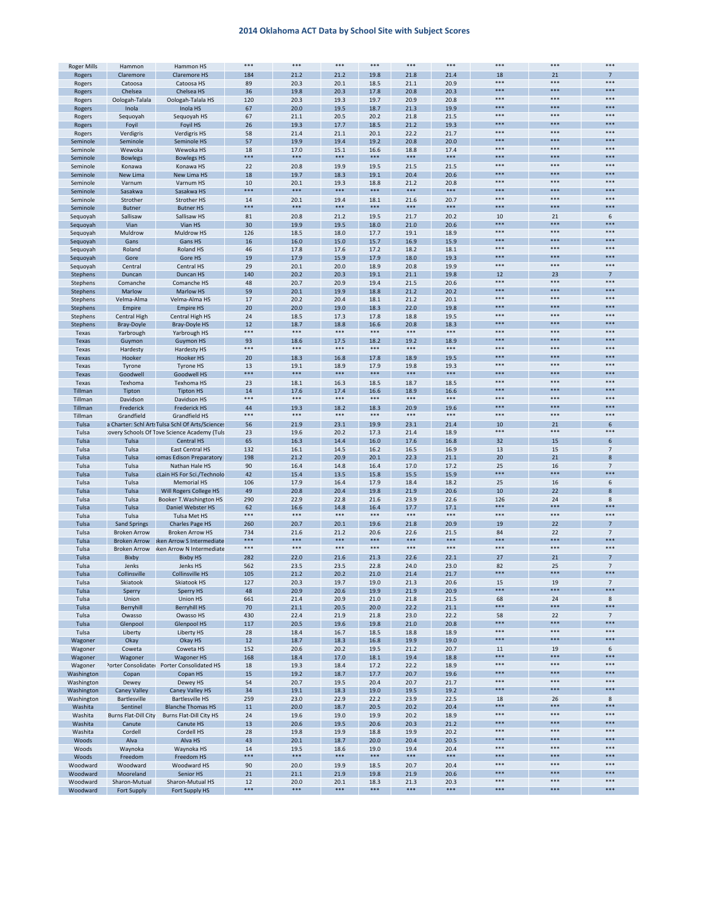## 2014 Oklahoma ACT Data by School Site with Subject Scores

| | | | | | | | | | | | |
|---|---|---|---|---|---|---|---|---|---|---|---|
| Roger Mills | Hammon | Hammon HS | *** | *** | *** | *** | *** | *** | *** | *** | *** |
| Rogers | Claremore | Claremore HS | 184 | 21.2 | 21.2 | 19.8 | 21.8 | 21.4 | 18 | 21 | 7 |
| Rogers | Catoosa | Catoosa HS | 89 | 20.3 | 20.1 | 18.5 | 21.1 | 20.9 | *** | *** | *** |
| Rogers | Chelsea | Chelsea HS | 36 | 19.8 | 20.3 | 17.8 | 20.8 | 20.3 | *** | *** | *** |
| Rogers | Oologah-Talala | Oologah-Talala HS | 120 | 20.3 | 19.3 | 19.7 | 20.9 | 20.8 | *** | *** | *** |
| Rogers | Inola | Inola HS | 67 | 20.0 | 19.5 | 18.7 | 21.3 | 19.9 | *** | *** | *** |
| Rogers | Sequoyah | Sequoyah HS | 67 | 21.1 | 20.5 | 20.2 | 21.8 | 21.5 | *** | *** | *** |
| Rogers | Foyil | Foyil HS | 26 | 19.3 | 17.7 | 18.5 | 21.2 | 19.3 | *** | *** | *** |
| Rogers | Verdigris | Verdigris HS | 58 | 21.4 | 21.1 | 20.1 | 22.2 | 21.7 | *** | *** | *** |
| Seminole | Seminole | Seminole HS | 57 | 19.9 | 19.4 | 19.2 | 20.8 | 20.0 | *** | *** | *** |
| Seminole | Wewoka | Wewoka HS | 18 | 17.0 | 15.1 | 16.6 | 18.8 | 17.4 | *** | *** | *** |
| Seminole | Bowlegs | Bowlegs HS | *** | *** | *** | *** | *** | *** | *** | *** | *** |
| Seminole | Konawa | Konawa HS | 22 | 20.8 | 19.9 | 19.5 | 21.5 | 21.5 | *** | *** | *** |
| Seminole | New Lima | New Lima HS | 18 | 19.7 | 18.3 | 19.1 | 20.4 | 20.6 | *** | *** | *** |
| Seminole | Varnum | Varnum HS | 10 | 20.1 | 19.3 | 18.8 | 21.2 | 20.8 | *** | *** | *** |
| Seminole | Sasakwa | Sasakwa HS | *** | *** | *** | *** | *** | *** | *** | *** | *** |
| Seminole | Strother | Strother HS | 14 | 20.1 | 19.4 | 18.1 | 21.6 | 20.7 | *** | *** | *** |
| Seminole | Butner | Butner HS | *** | *** | *** | *** | *** | *** | *** | *** | *** |
| Sequoyah | Sallisaw | Sallisaw HS | 81 | 20.8 | 21.2 | 19.5 | 21.7 | 20.2 | 10 | 21 | 6 |
| Sequoyah | Vian | Vian HS | 30 | 19.9 | 19.5 | 18.0 | 21.0 | 20.6 | *** | *** | *** |
| Sequoyah | Muldrow | Muldrow HS | 126 | 18.5 | 18.0 | 17.7 | 19.1 | 18.9 | *** | *** | *** |
| Sequoyah | Gans | Gans HS | 16 | 16.0 | 15.0 | 15.7 | 16.9 | 15.9 | *** | *** | *** |
| Sequoyah | Roland | Roland HS | 46 | 17.8 | 17.6 | 17.2 | 18.2 | 18.1 | *** | *** | *** |
| Sequoyah | Gore | Gore HS | 19 | 17.9 | 15.9 | 17.9 | 18.0 | 19.3 | *** | *** | *** |
| Sequoyah | Central | Central HS | 29 | 20.1 | 20.0 | 18.9 | 20.8 | 19.9 | *** | *** | *** |
| Stephens | Duncan | Duncan HS | 140 | 20.2 | 20.3 | 19.1 | 21.1 | 19.8 | 12 | 23 | 7 |
| Stephens | Comanche | Comanche HS | 48 | 20.7 | 20.9 | 19.4 | 21.5 | 20.6 | *** | *** | *** |
| Stephens | Marlow | Marlow HS | 59 | 20.1 | 19.9 | 18.8 | 21.2 | 20.2 | *** | *** | *** |
| Stephens | Velma-Alma | Velma-Alma HS | 17 | 20.2 | 20.4 | 18.1 | 21.2 | 20.1 | *** | *** | *** |
| Stephens | Empire | Empire HS | 20 | 20.0 | 19.0 | 18.3 | 22.0 | 19.8 | *** | *** | *** |
| Stephens | Central High | Central High HS | 24 | 18.5 | 17.3 | 17.8 | 18.8 | 19.5 | *** | *** | *** |
| Stephens | Bray-Doyle | Bray-Doyle HS | 12 | 18.7 | 18.8 | 16.6 | 20.8 | 18.3 | *** | *** | *** |
| Texas | Yarbrough | Yarbrough HS | *** | *** | *** | *** | *** | *** | *** | *** | *** |
| Texas | Guymon | Guymon HS | 93 | 18.6 | 17.5 | 18.2 | 19.2 | 18.9 | *** | *** | *** |
| Texas | Hardesty | Hardesty HS | *** | *** | *** | *** | *** | *** | *** | *** | *** |
| Texas | Hooker | Hooker HS | 20 | 18.3 | 16.8 | 17.8 | 18.9 | 19.5 | *** | *** | *** |
| Texas | Tyrone | Tyrone HS | 13 | 19.1 | 18.9 | 17.9 | 19.8 | 19.3 | *** | *** | *** |
| Texas | Goodwell | Goodwell HS | *** | *** | *** | *** | *** | *** | *** | *** | *** |
| Texas | Texhoma | Texhoma HS | 23 | 18.1 | 16.3 | 18.5 | 18.7 | 18.5 | *** | *** | *** |
| Tillman | Tipton | Tipton HS | 14 | 17.6 | 17.4 | 16.6 | 18.9 | 16.6 | *** | *** | *** |
| Tillman | Davidson | Davidson HS | *** | *** | *** | *** | *** | *** | *** | *** | *** |
| Tillman | Frederick | Frederick HS | 44 | 19.3 | 18.2 | 18.3 | 20.9 | 19.6 | *** | *** | *** |
| Tillman | Grandfield | Grandfield HS | *** | *** | *** | *** | *** | *** | *** | *** | *** |
| Tulsa | a Charter: Schl Arts | Tulsa Schl Of Arts/Sciences | 56 | 21.9 | 23.1 | 19.9 | 23.1 | 21.4 | 10 | 21 | 6 |
| Tulsa | covery Schools Of T | ove Science Academy (Tuls | 23 | 19.6 | 20.2 | 17.3 | 21.4 | 18.9 | *** | *** | *** |
| Tulsa | Tulsa | Central HS | 65 | 16.3 | 14.4 | 16.0 | 17.6 | 16.8 | 32 | 15 | 6 |
| Tulsa | Tulsa | East Central HS | 132 | 16.1 | 14.5 | 16.2 | 16.5 | 16.9 | 13 | 15 | 7 |
| Tulsa | Tulsa | iomas Edison Preparatory | 198 | 21.2 | 20.9 | 20.1 | 22.3 | 21.1 | 20 | 21 | 8 |
| Tulsa | Tulsa | Nathan Hale HS | 90 | 16.4 | 14.8 | 16.4 | 17.0 | 17.2 | 25 | 16 | 7 |
| Tulsa | Tulsa | cLain HS For Sci./Technolo | 42 | 15.4 | 13.5 | 15.8 | 15.5 | 15.9 | *** | *** | *** |
| Tulsa | Tulsa | Memorial HS | 106 | 17.9 | 16.4 | 17.9 | 18.4 | 18.2 | 25 | 16 | 6 |
| Tulsa | Tulsa | Will Rogers College HS | 49 | 20.8 | 20.4 | 19.8 | 21.9 | 20.6 | 10 | 22 | 8 |
| Tulsa | Tulsa | Booker T.Washington HS | 290 | 22.9 | 22.8 | 21.6 | 23.9 | 22.6 | 126 | 24 | 8 |
| Tulsa | Tulsa | Daniel Webster HS | 62 | 16.6 | 14.8 | 16.4 | 17.7 | 17.1 | *** | *** | *** |
| Tulsa | Tulsa | Tulsa Met HS | *** | *** | *** | *** | *** | *** | *** | *** | *** |
| Tulsa | Sand Springs | Charles Page HS | 260 | 20.7 | 20.1 | 19.6 | 21.8 | 20.9 | 19 | 22 | 7 |
| Tulsa | Broken Arrow | Broken Arrow HS | 734 | 21.6 | 21.2 | 20.6 | 22.6 | 21.5 | 84 | 22 | 7 |
| Tulsa | Broken Arrow | oken Arrow S Intermediate | *** | *** | *** | *** | *** | *** | *** | *** | *** |
| Tulsa | Broken Arrow | oken Arrow N Intermediate | *** | *** | *** | *** | *** | *** | *** | *** | *** |
| Tulsa | Bixby | Bixby HS | 282 | 22.0 | 21.6 | 21.3 | 22.6 | 22.1 | 27 | 21 | 7 |
| Tulsa | Jenks | Jenks HS | 562 | 23.5 | 23.5 | 22.8 | 24.0 | 23.0 | 82 | 25 | 7 |
| Tulsa | Collinsville | Collinsville HS | 105 | 21.2 | 20.2 | 21.0 | 21.4 | 21.7 | *** | *** | *** |
| Tulsa | Skiatook | Skiatook HS | 127 | 20.3 | 19.7 | 19.0 | 21.3 | 20.6 | 15 | 19 | 7 |
| Tulsa | Sperry | Sperry HS | 48 | 20.9 | 20.6 | 19.9 | 21.9 | 20.9 | *** | *** | *** |
| Tulsa | Union | Union HS | 661 | 21.4 | 20.9 | 21.0 | 21.8 | 21.5 | 68 | 24 | 8 |
| Tulsa | Berryhill | Berryhill HS | 70 | 21.1 | 20.5 | 20.0 | 22.2 | 21.1 | *** | *** | *** |
| Tulsa | Owasso | Owasso HS | 430 | 22.4 | 21.9 | 21.8 | 23.0 | 22.2 | 58 | 22 | 7 |
| Tulsa | Glenpool | Glenpool HS | 117 | 20.5 | 19.6 | 19.8 | 21.0 | 20.8 | *** | *** | *** |
| Tulsa | Liberty | Liberty HS | 28 | 18.4 | 16.7 | 18.5 | 18.8 | 18.9 | *** | *** | *** |
| Wagoner | Okay | Okay HS | 12 | 18.7 | 18.3 | 16.8 | 19.9 | 19.0 | *** | *** | *** |
| Wagoner | Coweta | Coweta HS | 152 | 20.6 | 20.2 | 19.5 | 21.2 | 20.7 | 11 | 19 | 6 |
| Wagoner | Wagoner | Wagoner HS | 168 | 18.4 | 17.0 | 18.1 | 19.4 | 18.8 | *** | *** | *** |
| Wagoner | Porter Consolidated | Porter Consolidated HS | 18 | 19.3 | 18.4 | 17.2 | 22.2 | 18.9 | *** | *** | *** |
| Washington | Copan | Copan HS | 15 | 19.2 | 18.7 | 17.7 | 20.7 | 19.6 | *** | *** | *** |
| Washington | Dewey | Dewey HS | 54 | 20.7 | 19.5 | 20.4 | 20.7 | 21.7 | *** | *** | *** |
| Washington | Caney Valley | Caney Valley HS | 34 | 19.1 | 18.3 | 19.0 | 19.5 | 19.2 | *** | *** | *** |
| Washington | Bartlesville | Bartlesville HS | 259 | 23.0 | 22.9 | 22.2 | 23.9 | 22.5 | 18 | 26 | 8 |
| Washita | Sentinel | Blanche Thomas HS | 11 | 20.0 | 18.7 | 20.5 | 20.2 | 20.4 | *** | *** | *** |
| Washita | Burns Flat-Dill City | Burns Flat-Dill City HS | 24 | 19.6 | 19.0 | 19.9 | 20.2 | 18.9 | *** | *** | *** |
| Washita | Canute | Canute HS | 13 | 20.6 | 19.5 | 20.6 | 20.3 | 21.2 | *** | *** | *** |
| Washita | Cordell | Cordell HS | 28 | 19.8 | 19.9 | 18.8 | 19.9 | 20.2 | *** | *** | *** |
| Woods | Alva | Alva HS | 43 | 20.1 | 18.7 | 20.0 | 20.4 | 20.5 | *** | *** | *** |
| Woods | Waynoka | Waynoka HS | 14 | 19.5 | 18.6 | 19.0 | 19.4 | 20.4 | *** | *** | *** |
| Woods | Freedom | Freedom HS | *** | *** | *** | *** | *** | *** | *** | *** | *** |
| Woodward | Woodward | Woodward HS | 90 | 20.0 | 19.9 | 18.5 | 20.7 | 20.4 | *** | *** | *** |
| Woodward | Mooreland | Senior HS | 21 | 21.1 | 21.9 | 19.8 | 21.9 | 20.6 | *** | *** | *** |
| Woodward | Sharon-Mutual | Sharon-Mutual HS | 12 | 20.0 | 20.1 | 18.3 | 21.3 | 20.3 | *** | *** | *** |
| Woodward | Fort Supply | Fort Supply HS | *** | *** | *** | *** | *** | *** | *** | *** | *** |